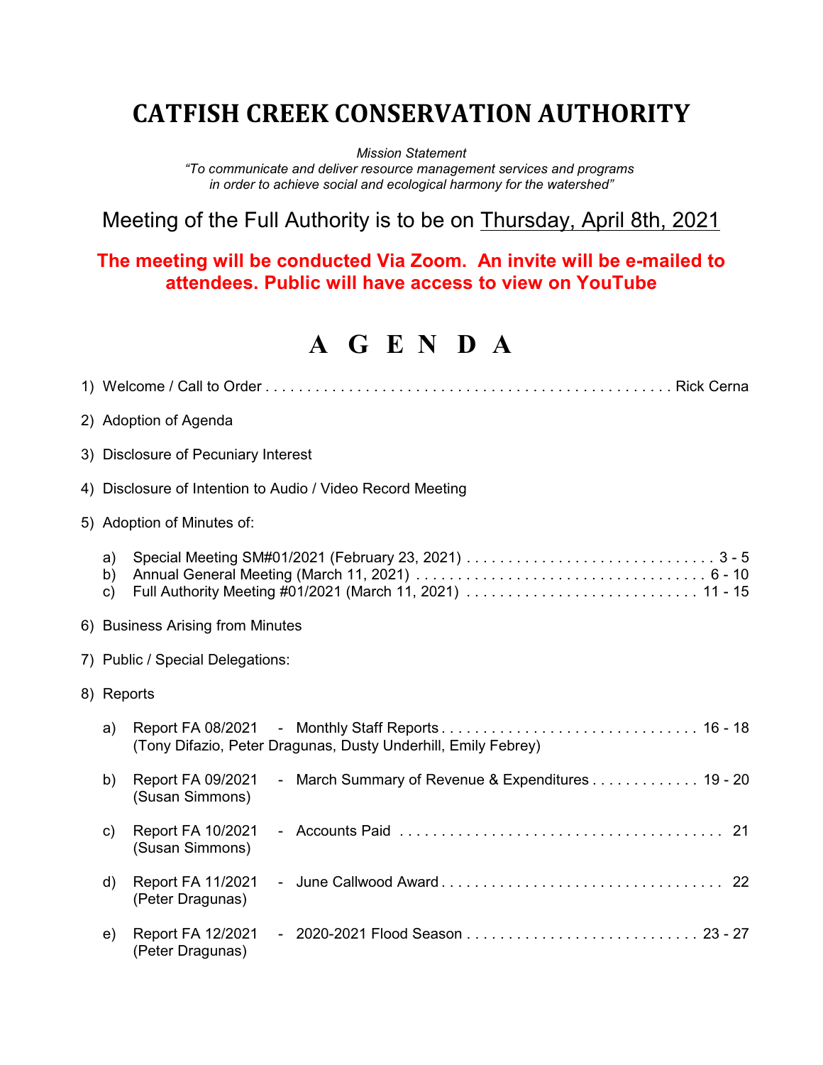# CATFISH CREEK CONSERVATION AUTHORITY

*Mission Statement*
*"To communicate and deliver resource management services and programs in order to achieve social and ecological harmony for the watershed"*

## Meeting of the Full Authority is to be on Thursday, April 8th, 2021

**The meeting will be conducted Via Zoom. An invite will be e-mailed to attendees. Public will have access to view on YouTube**

# A G E N D A

1) Welcome / Call to Order . . . . . . . . . . . . . . . . . . . . . . . . . . . . . . . . . . . . . . . . . . . . . . . . Rick Cerna

2) Adoption of Agenda

3) Disclosure of Pecuniary Interest

4) Disclosure of Intention to Audio / Video Record Meeting

5) Adoption of Minutes of:

   a) Special Meeting SM#01/2021 (February 23, 2021) . . . . . . . . . . . . . . . . . . . . . . . . . . . . . . 3 - 5
   b) Annual General Meeting (March 11, 2021) . . . . . . . . . . . . . . . . . . . . . . . . . . . . . . . . . . . 6 - 10
   c) Full Authority Meeting #01/2021 (March 11, 2021) . . . . . . . . . . . . . . . . . . . . . . . . . . . . 11 - 15

6) Business Arising from Minutes

7) Public / Special Delegations:

8) Reports

   a) Report FA 08/2021 - Monthly Staff Reports . . . . . . . . . . . . . . . . . . . . . . . . . . . . . . . 16 - 18
   (Tony Difazio, Peter Dragunas, Dusty Underhill, Emily Febrey)

   b) Report FA 09/2021 - March Summary of Revenue & Expenditures . . . . . . . . . . . . . 19 - 20
   (Susan Simmons)

   c) Report FA 10/2021 - Accounts Paid . . . . . . . . . . . . . . . . . . . . . . . . . . . . . . . . . . . . . . . 21
   (Susan Simmons)

   d) Report FA 11/2021 - June Callwood Award . . . . . . . . . . . . . . . . . . . . . . . . . . . . . . . . . 22
   (Peter Dragunas)

   e) Report FA 12/2021 - 2020-2021 Flood Season . . . . . . . . . . . . . . . . . . . . . . . . . . . . 23 - 27
   (Peter Dragunas)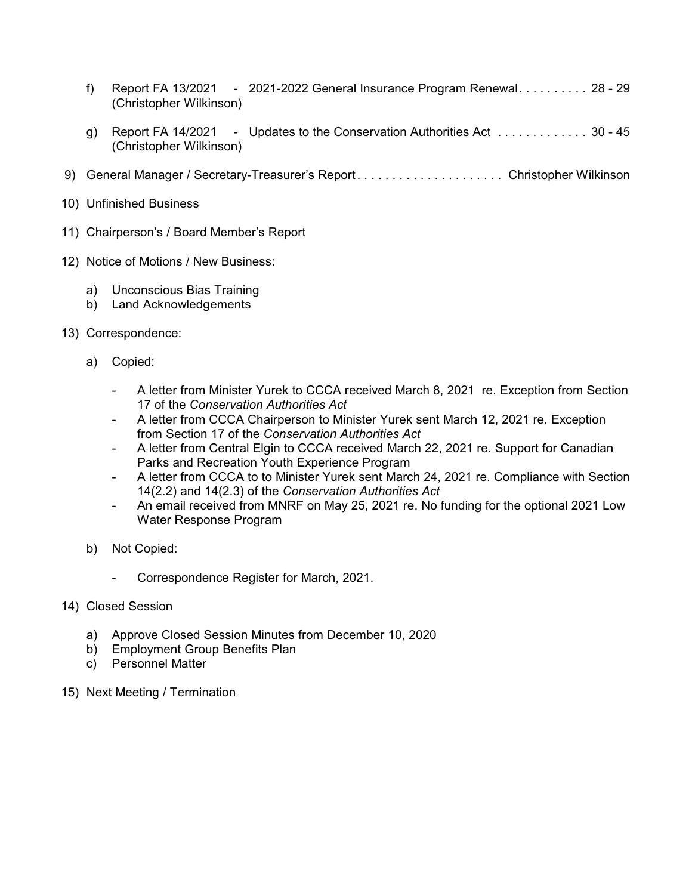f) Report FA 13/2021 - 2021-2022 General Insurance Program Renewal. . . . . . . . . . 28 - 29
   (Christopher Wilkinson)

g) Report FA 14/2021 - Updates to the Conservation Authorities Act . . . . . . . . . . . . . 30 - 45
   (Christopher Wilkinson)

9) General Manager / Secretary-Treasurer's Report. . . . . . . . . . . . . . . . . . . . . Christopher Wilkinson

10) Unfinished Business

11) Chairperson's / Board Member's Report

12) Notice of Motions / New Business:

   a) Unconscious Bias Training
   b) Land Acknowledgements

13) Correspondence:

   a) Copied:

      - A letter from Minister Yurek to CCCA received March 8, 2021 re. Exception from Section 17 of the *Conservation Authorities Act*
      - A letter from CCCA Chairperson to Minister Yurek sent March 12, 2021 re. Exception from Section 17 of the *Conservation Authorities Act*
      - A letter from Central Elgin to CCCA received March 22, 2021 re. Support for Canadian Parks and Recreation Youth Experience Program
      - A letter from CCCA to to Minister Yurek sent March 24, 2021 re. Compliance with Section 14(2.2) and 14(2.3) of the *Conservation Authorities Act*
      - An email received from MNRF on May 25, 2021 re. No funding for the optional 2021 Low Water Response Program

   b) Not Copied:

      - Correspondence Register for March, 2021.

14) Closed Session

   a) Approve Closed Session Minutes from December 10, 2020
   b) Employment Group Benefits Plan
   c) Personnel Matter

15) Next Meeting / Termination